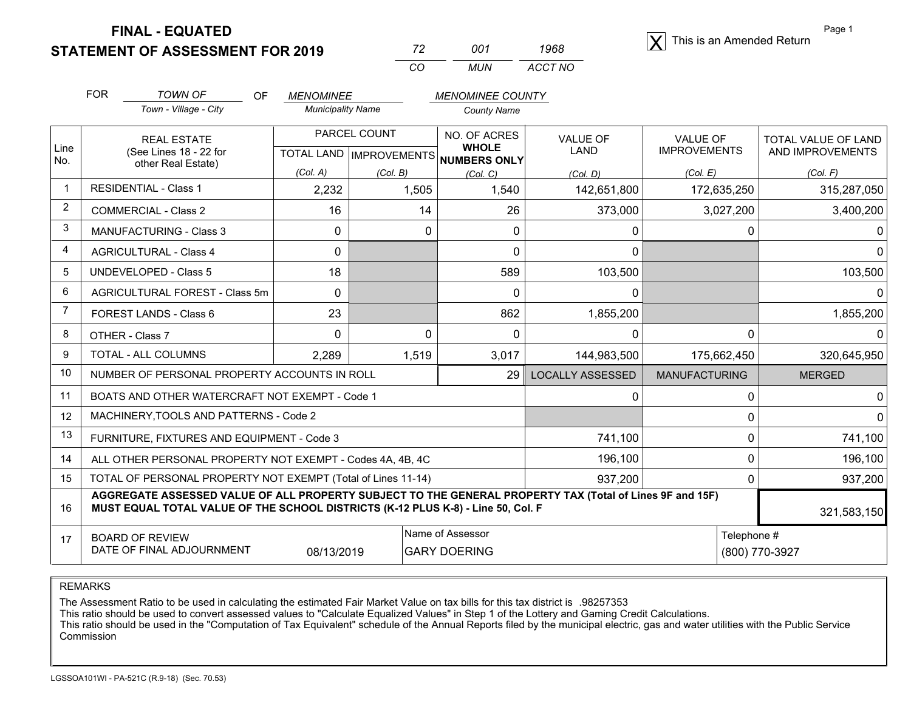**FINAL - EQUATED**
**STATEMENT OF ASSESSMENT FOR 2019**

| 72 | 001 | 1968 |
|---|---|---|
| CO | MUN | ACCT NO |

[X] This is an Amended Return

FOR *TOWN OF* (Town - Village - City) OF *MENOMINEE* (Municipality Name) *MENOMINEE COUNTY* (County Name)

| Line No. | REAL ESTATE (See Lines 18 - 22 for other Real Estate) | PARCEL COUNT TOTAL LAND (Col. A) | PARCEL COUNT IMPROVEMENTS (Col. B) | NO. OF ACRES WHOLE NUMBERS ONLY (Col. C) | VALUE OF LAND (Col. D) | VALUE OF IMPROVEMENTS (Col. E) | TOTAL VALUE OF LAND AND IMPROVEMENTS (Col. F) |
|---|---|---|---|---|---|---|---|
| 1 | RESIDENTIAL - Class 1 | 2,232 | 1,505 | 1,540 | 142,651,800 | 172,635,250 | 315,287,050 |
| 2 | COMMERCIAL - Class 2 | 16 | 14 | 26 | 373,000 | 3,027,200 | 3,400,200 |
| 3 | MANUFACTURING - Class 3 | 0 | 0 | 0 | 0 | 0 | 0 |
| 4 | AGRICULTURAL - Class 4 | 0 | | 0 | 0 | | 0 |
| 5 | UNDEVELOPED - Class 5 | 18 | | 589 | 103,500 | | 103,500 |
| 6 | AGRICULTURAL FOREST - Class 5m | 0 | | 0 | 0 | | 0 |
| 7 | FOREST LANDS - Class 6 | 23 | | 862 | 1,855,200 | | 1,855,200 |
| 8 | OTHER - Class 7 | 0 | 0 | 0 | 0 | 0 | 0 |
| 9 | TOTAL - ALL COLUMNS | 2,289 | 1,519 | 3,017 | 144,983,500 | 175,662,450 | 320,645,950 |
| 10 | NUMBER OF PERSONAL PROPERTY ACCOUNTS IN ROLL | | | 29 | LOCALLY ASSESSED | MANUFACTURING | MERGED |
| 11 | BOATS AND OTHER WATERCRAFT NOT EXEMPT - Code 1 | | | | 0 | 0 | 0 |
| 12 | MACHINERY,TOOLS AND PATTERNS - Code 2 | | | | | 0 | 0 |
| 13 | FURNITURE, FIXTURES AND EQUIPMENT - Code 3 | | | | 741,100 | 0 | 741,100 |
| 14 | ALL OTHER PERSONAL PROPERTY NOT EXEMPT - Codes 4A, 4B, 4C | | | | 196,100 | 0 | 196,100 |
| 15 | TOTAL OF PERSONAL PROPERTY NOT EXEMPT (Total of Lines 11-14) | | | | 937,200 | 0 | 937,200 |
| 16 | **AGGREGATE ASSESSED VALUE OF ALL PROPERTY SUBJECT TO THE GENERAL PROPERTY TAX (Total of Lines 9F and 15F) MUST EQUAL TOTAL VALUE OF THE SCHOOL DISTRICTS (K-12 PLUS K-8) - Line 50, Col. F** | | | | | | 321,583,150 |
| 17 | BOARD OF REVIEW DATE OF FINAL ADJOURNMENT | 08/13/2019 | Name of Assessor: GARY DOERING | | | Telephone #: (800) 770-3927 | |

REMARKS

The Assessment Ratio to be used in calculating the estimated Fair Market Value on tax bills for this tax district is .98257353
This ratio should be used to convert assessed values to "Calculate Equalized Values" in Step 1 of the Lottery and Gaming Credit Calculations.
This ratio should be used in the "Computation of Tax Equivalent" schedule of the Annual Reports filed by the municipal electric, gas and water utilities with the Public Service Commission

LGSSOA101WI - PA-521C (R.9-18) (Sec. 70.53)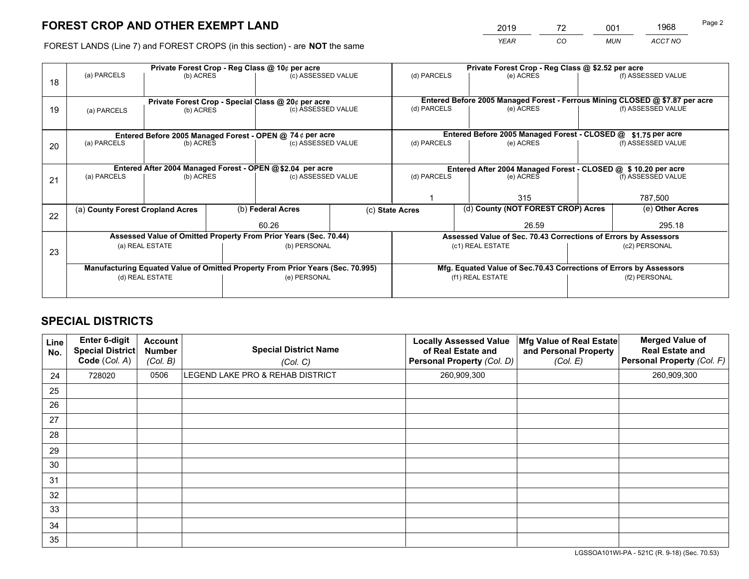# FOREST CROP AND OTHER EXEMPT LAND

| 2019 | 72 | 001 | 1968 |
|---|---|---|---|
| *YEAR* | *CO* | *MUN* | *ACCT NO* |

FOREST LANDS (Line 7) and FOREST CROPS (in this section) - are **NOT** the same

| Line | Private Forest Crop - Reg Class @ 10¢ per acre | | | Private Forest Crop - Reg Class @ $2.52 per acre | | |
|---|---|---|---|---|---|---|
| 18 | (a) PARCELS | (b) ACRES | (c) ASSESSED VALUE | (d) PARCELS | (e) ACRES | (f) ASSESSED VALUE |
| | | | | | | |
| | **Private Forest Crop - Special Class @ 20¢ per acre** | | | **Entered Before 2005 Managed Forest - Ferrous Mining CLOSED @ $7.87 per acre** | | |
| 19 | (a) PARCELS | (b) ACRES | (c) ASSESSED VALUE | (d) PARCELS | (e) ACRES | (f) ASSESSED VALUE |
| | | | | | | |
| | **Entered Before 2005 Managed Forest - OPEN @ 74 ¢ per acre** | | | **Entered Before 2005 Managed Forest - CLOSED @ $1.75 per acre** | | |
| 20 | (a) PARCELS | (b) ACRES | (c) ASSESSED VALUE | (d) PARCELS | (e) ACRES | (f) ASSESSED VALUE |
| | | | | | | |
| | **Entered After 2004 Managed Forest - OPEN @ $2.04 per acre** | | | **Entered After 2004 Managed Forest - CLOSED @ $ 10.20 per acre** | | |
| 21 | (a) PARCELS | (b) ACRES | (c) ASSESSED VALUE | (d) PARCELS | (e) ACRES | (f) ASSESSED VALUE |
| | | | | 1 | 315 | 787,500 |

| Line | (a) County Forest Cropland Acres | (b) Federal Acres | (c) State Acres | (d) County (NOT FOREST CROP) Acres | (e) Other Acres |
|---|---|---|---|---|---|
| 22 | | 60.26 | | 26.59 | 295.18 |

| Line | Assessed Value of Omitted Property From Prior Years (Sec. 70.44) | | Assessed Value of Sec. 70.43 Corrections of Errors by Assessors | |
|---|---|---|---|---|
| 23 | (a) REAL ESTATE | (b) PERSONAL | (c1) REAL ESTATE | (c2) PERSONAL |
| | | | | |
| | **Manufacturing Equated Value of Omitted Property From Prior Years (Sec. 70.995)** | | **Mfg. Equated Value of Sec.70.43 Corrections of Errors by Assessors** | |
| | (d) REAL ESTATE | (e) PERSONAL | (f1) REAL ESTATE | (f2) PERSONAL |
| | | | | |

# SPECIAL DISTRICTS

| Line No. | Enter 6-digit Special District Code (Col. A) | Account Number (Col. B) | Special District Name (Col. C) | Locally Assessed Value of Real Estate and Personal Property (Col. D) | Mfg Value of Real Estate and Personal Property (Col. E) | Merged Value of Real Estate and Personal Property (Col. F) |
|---|---|---|---|---|---|---|
| 24 | 728020 | 0506 | LEGEND LAKE PRO & REHAB DISTRICT | 260,909,300 | | 260,909,300 |
| 25 | | | | | | |
| 26 | | | | | | |
| 27 | | | | | | |
| 28 | | | | | | |
| 29 | | | | | | |
| 30 | | | | | | |
| 31 | | | | | | |
| 32 | | | | | | |
| 33 | | | | | | |
| 34 | | | | | | |
| 35 | | | | | | |

LGSSOA101WI-PA - 521C (R. 9-18) (Sec. 70.53)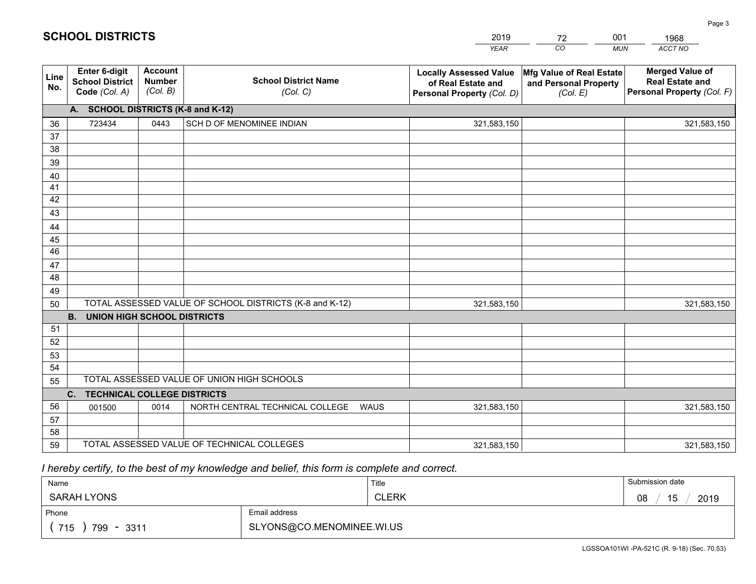# SCHOOL DISTRICTS

| 2019 | 72 | 001 | 1968 |
|---|---|---|---|
| *YEAR* | *CO* | *MUN* | *ACCT NO* |

| Line No. | Enter 6-digit School District Code *(Col. A)* | Account Number *(Col. B)* | School District Name *(Col. C)* | Locally Assessed Value of Real Estate and Personal Property *(Col. D)* | Mfg Value of Real Estate and Personal Property *(Col. E)* | Merged Value of Real Estate and Personal Property *(Col. F)* |
|---|---|---|---|---|---|---|
| | **A. SCHOOL DISTRICTS (K-8 and K-12)** | | | | | |
| 36 | 723434 | 0443 | SCH D OF MENOMINEE INDIAN | 321,583,150 | | 321,583,150 |
| 37 | | | | | | |
| 38 | | | | | | |
| 39 | | | | | | |
| 40 | | | | | | |
| 41 | | | | | | |
| 42 | | | | | | |
| 43 | | | | | | |
| 44 | | | | | | |
| 45 | | | | | | |
| 46 | | | | | | |
| 47 | | | | | | |
| 48 | | | | | | |
| 49 | | | | | | |
| 50 | TOTAL ASSESSED VALUE OF SCHOOL DISTRICTS (K-8 and K-12) | | | 321,583,150 | | 321,583,150 |
| | **B. UNION HIGH SCHOOL DISTRICTS** | | | | | |
| 51 | | | | | | |
| 52 | | | | | | |
| 53 | | | | | | |
| 54 | | | | | | |
| 55 | TOTAL ASSESSED VALUE OF UNION HIGH SCHOOLS | | | | | |
| | **C. TECHNICAL COLLEGE DISTRICTS** | | | | | |
| 56 | 001500 | 0014 | NORTH CENTRAL TECHNICAL COLLEGE WAUS | 321,583,150 | | 321,583,150 |
| 57 | | | | | | |
| 58 | | | | | | |
| 59 | TOTAL ASSESSED VALUE OF TECHNICAL COLLEGES | | | 321,583,150 | | 321,583,150 |

*I hereby certify, to the best of my knowledge and belief, this form is complete and correct.*

| Name | Title | Submission date |
|---|---|---|
| SARAH LYONS | CLERK | 08 / 15 / 2019 |
| **Phone** | **Email address** | |
| ( 715 ) 799 - 3311 | SLYONS@CO.MENOMINEE.WI.US | |

LGSSOA101WI -PA-521C (R. 9-18) (Sec. 70.53)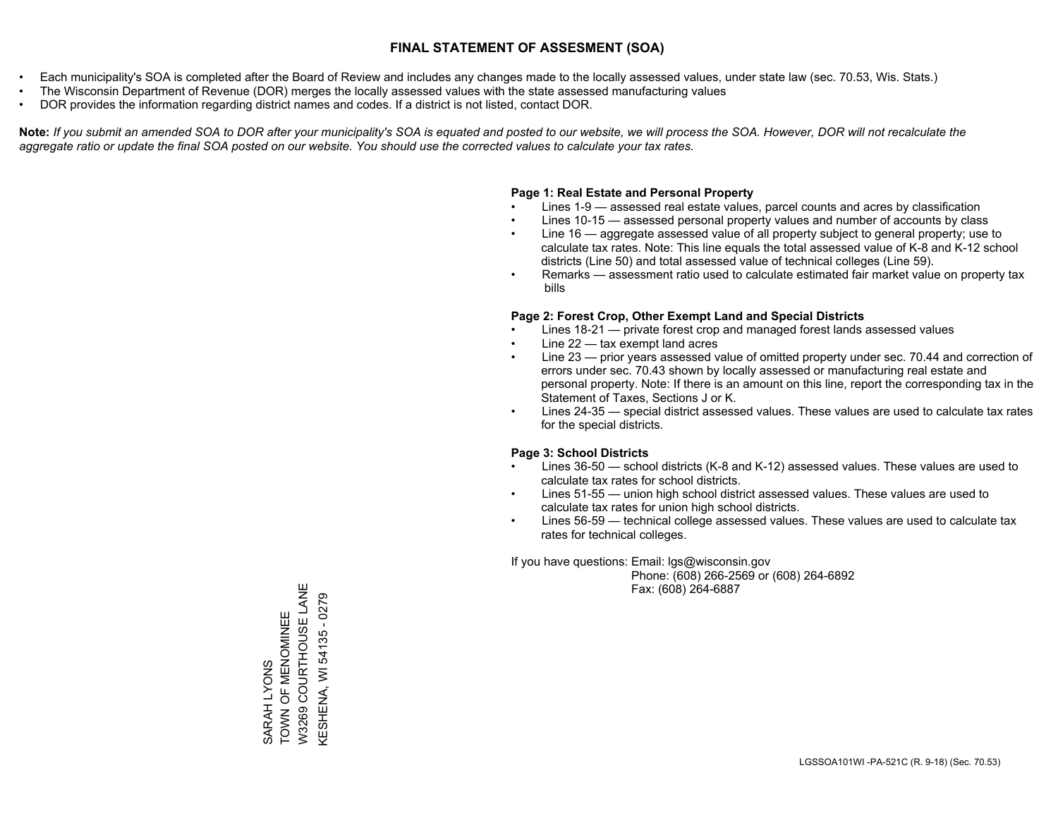# FINAL STATEMENT OF ASSESMENT (SOA)

- Each municipality's SOA is completed after the Board of Review and includes any changes made to the locally assessed values, under state law (sec. 70.53, Wis. Stats.)
- The Wisconsin Department of Revenue (DOR) merges the locally assessed values with the state assessed manufacturing values
- DOR provides the information regarding district names and codes. If a district is not listed, contact DOR.

**Note:** *If you submit an amended SOA to DOR after your municipality's SOA is equated and posted to our website, we will process the SOA. However, DOR will not recalculate the aggregate ratio or update the final SOA posted on our website. You should use the corrected values to calculate your tax rates.*

**Page 1: Real Estate and Personal Property**

- Lines 1-9 — assessed real estate values, parcel counts and acres by classification
- Lines 10-15 — assessed personal property values and number of accounts by class
- Line 16 — aggregate assessed value of all property subject to general property; use to calculate tax rates. Note: This line equals the total assessed value of K-8 and K-12 school districts (Line 50) and total assessed value of technical colleges (Line 59).
- Remarks — assessment ratio used to calculate estimated fair market value on property tax bills

**Page 2: Forest Crop, Other Exempt Land and Special Districts**

- Lines 18-21 — private forest crop and managed forest lands assessed values
- Line 22 — tax exempt land acres
- Line 23 — prior years assessed value of omitted property under sec. 70.44 and correction of errors under sec. 70.43 shown by locally assessed or manufacturing real estate and personal property. Note: If there is an amount on this line, report the corresponding tax in the Statement of Taxes, Sections J or K.
- Lines 24-35 — special district assessed values. These values are used to calculate tax rates for the special districts.

**Page 3: School Districts**

- Lines 36-50 — school districts (K-8 and K-12) assessed values. These values are used to calculate tax rates for school districts.
- Lines 51-55 — union high school district assessed values. These values are used to calculate tax rates for union high school districts.
- Lines 56-59 — technical college assessed values. These values are used to calculate tax rates for technical colleges.

If you have questions: Email: lgs@wisconsin.gov
Phone: (608) 266-2569 or (608) 264-6892
Fax: (608) 264-6887

SARAH LYONS
TOWN OF MENOMINEE
W3269 COURTHOUSE LANE
KESHENA, WI 54135 - 0279

LGSSOA101WI -PA-521C (R. 9-18) (Sec. 70.53)